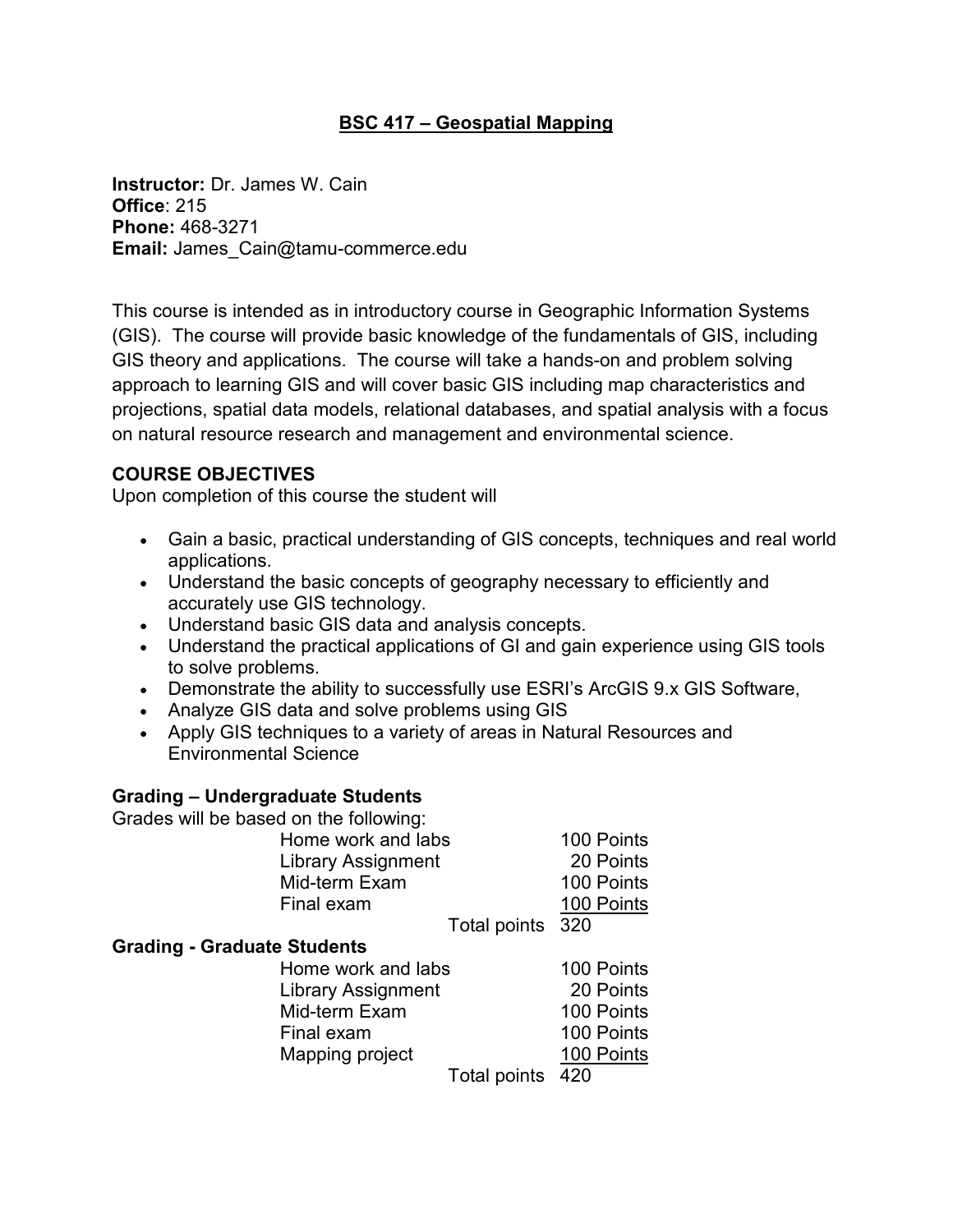# BSC 417 – Geospatial Mapping

**Instructor:** Dr. James W. Cain
**Office**: 215
**Phone:** 468-3271
**Email:** James_Cain@tamu-commerce.edu

This course is intended as in introductory course in Geographic Information Systems (GIS). The course will provide basic knowledge of the fundamentals of GIS, including GIS theory and applications. The course will take a hands-on and problem solving approach to learning GIS and will cover basic GIS including map characteristics and projections, spatial data models, relational databases, and spatial analysis with a focus on natural resource research and management and environmental science.

## COURSE OBJECTIVES

Upon completion of this course the student will

- Gain a basic, practical understanding of GIS concepts, techniques and real world applications.
- Understand the basic concepts of geography necessary to efficiently and accurately use GIS technology.
- Understand basic GIS data and analysis concepts.
- Understand the practical applications of GI and gain experience using GIS tools to solve problems.
- Demonstrate the ability to successfully use ESRI's ArcGIS 9.x GIS Software,
- Analyze GIS data and solve problems using GIS
- Apply GIS techniques to a variety of areas in Natural Resources and Environmental Science

## Grading – Undergraduate Students

Grades will be based on the following:

| Item | Points |
|---|---|
| Home work and labs | 100 Points |
| Library Assignment | 20 Points |
| Mid-term Exam | 100 Points |
| Final exam | 100 Points |
| Total points | 320 |

## Grading - Graduate Students

| Item | Points |
|---|---|
| Home work and labs | 100 Points |
| Library Assignment | 20 Points |
| Mid-term Exam | 100 Points |
| Final exam | 100 Points |
| Mapping project | 100 Points |
| Total points | 420 |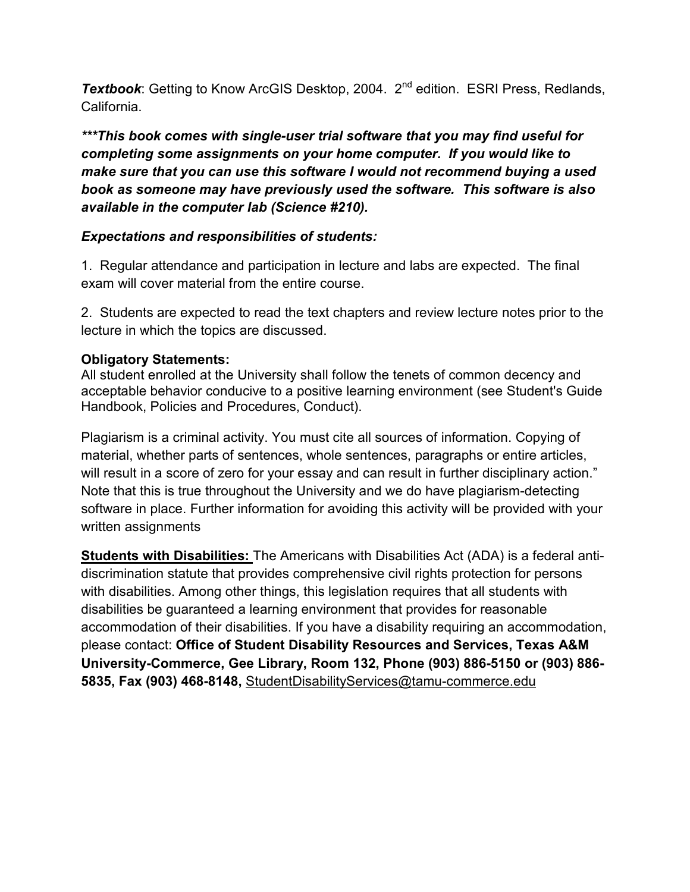***Textbook***: Getting to Know ArcGIS Desktop, 2004. 2nd edition. ESRI Press, Redlands, California.

***\*\*\*This book comes with single-user trial software that you may find useful for completing some assignments on your home computer. If you would like to make sure that you can use this software I would not recommend buying a used book as someone may have previously used the software. This software is also available in the computer lab (Science #210).***

***Expectations and responsibilities of students:***

1. Regular attendance and participation in lecture and labs are expected. The final exam will cover material from the entire course.

2. Students are expected to read the text chapters and review lecture notes prior to the lecture in which the topics are discussed.

**Obligatory Statements:**
All student enrolled at the University shall follow the tenets of common decency and acceptable behavior conducive to a positive learning environment (see Student's Guide Handbook, Policies and Procedures, Conduct).

Plagiarism is a criminal activity. You must cite all sources of information. Copying of material, whether parts of sentences, whole sentences, paragraphs or entire articles, will result in a score of zero for your essay and can result in further disciplinary action." Note that this is true throughout the University and we do have plagiarism-detecting software in place. Further information for avoiding this activity will be provided with your written assignments

**Students with Disabilities:** The Americans with Disabilities Act (ADA) is a federal anti-discrimination statute that provides comprehensive civil rights protection for persons with disabilities. Among other things, this legislation requires that all students with disabilities be guaranteed a learning environment that provides for reasonable accommodation of their disabilities. If you have a disability requiring an accommodation, please contact: **Office of Student Disability Resources and Services, Texas A&M University-Commerce, Gee Library, Room 132, Phone (903) 886-5150 or (903) 886-5835, Fax (903) 468-8148,** StudentDisabilityServices@tamu-commerce.edu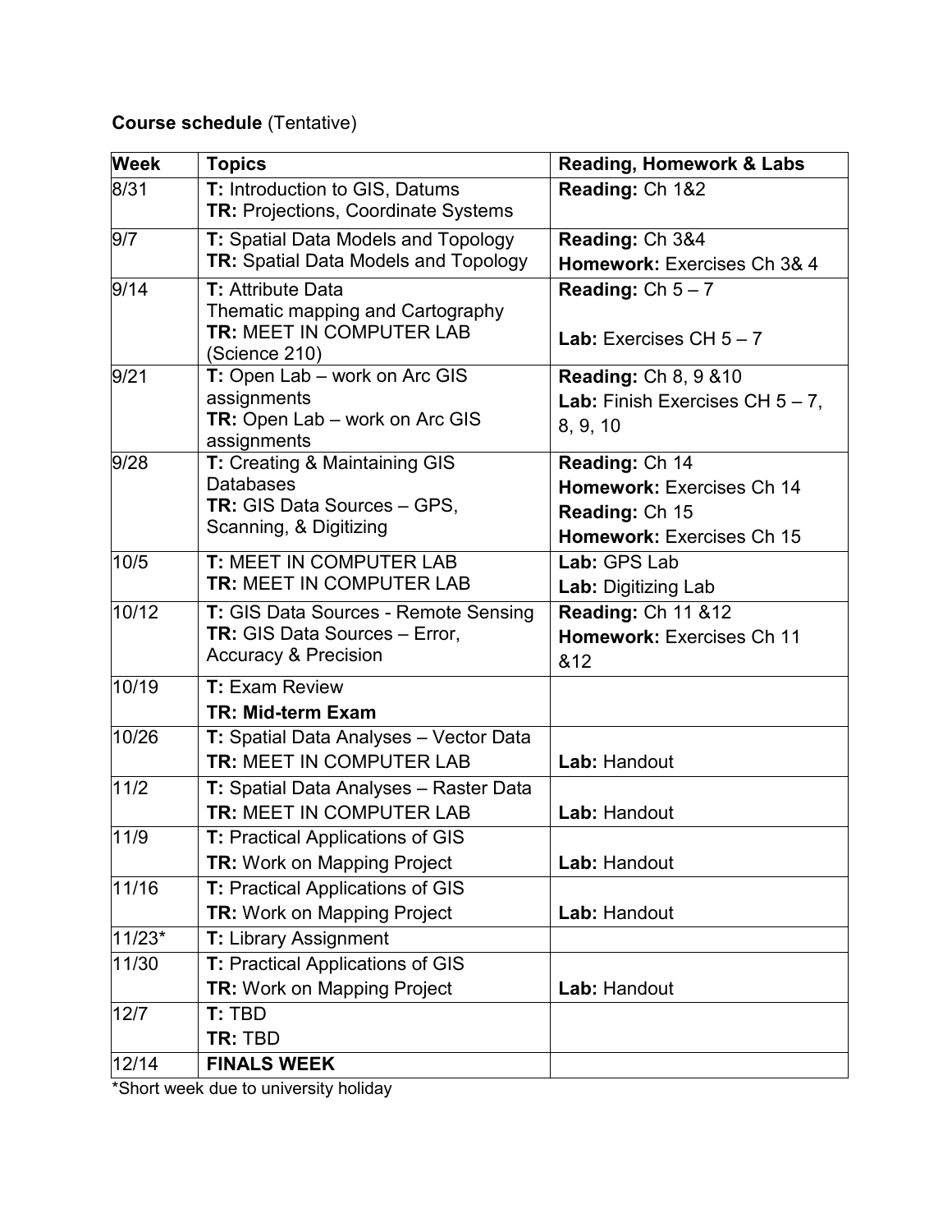**Course schedule** (Tentative)

| Week | Topics | Reading, Homework & Labs |
|---|---|---|
| 8/31 | **T:** Introduction to GIS, Datums<br>**TR:** Projections, Coordinate Systems | **Reading:** Ch 1&2 |
| 9/7 | **T:** Spatial Data Models and Topology<br>**TR:** Spatial Data Models and Topology | **Reading:** Ch 3&4<br>**Homework:** Exercises Ch 3& 4 |
| 9/14 | **T:** Attribute Data<br>Thematic mapping and Cartography<br>**TR:** MEET IN COMPUTER LAB (Science 210) | **Reading:** Ch 5 – 7<br>**Lab:** Exercises CH 5 – 7 |
| 9/21 | **T:** Open Lab – work on Arc GIS assignments<br>**TR:** Open Lab – work on Arc GIS assignments | **Reading:** Ch 8, 9 &10<br>**Lab:** Finish Exercises CH 5 – 7, 8, 9, 10 |
| 9/28 | **T:** Creating & Maintaining GIS Databases<br>**TR:** GIS Data Sources – GPS, Scanning, & Digitizing | **Reading:** Ch 14<br>**Homework:** Exercises Ch 14<br>**Reading:** Ch 15<br>**Homework:** Exercises Ch 15 |
| 10/5 | **T:** MEET IN COMPUTER LAB<br>**TR:** MEET IN COMPUTER LAB | **Lab:** GPS Lab<br>**Lab:** Digitizing Lab |
| 10/12 | **T:** GIS Data Sources - Remote Sensing<br>**TR:** GIS Data Sources – Error, Accuracy & Precision | **Reading:** Ch 11 &12<br>**Homework:** Exercises Ch 11 &12 |
| 10/19 | **T:** Exam Review<br>**TR: Mid-term Exam** | |
| 10/26 | **T:** Spatial Data Analyses – Vector Data<br>**TR:** MEET IN COMPUTER LAB | **Lab:** Handout |
| 11/2 | **T:** Spatial Data Analyses – Raster Data<br>**TR:** MEET IN COMPUTER LAB | **Lab:** Handout |
| 11/9 | **T:** Practical Applications of GIS<br>**TR:** Work on Mapping Project | **Lab:** Handout |
| 11/16 | **T:** Practical Applications of GIS<br>**TR:** Work on Mapping Project | **Lab:** Handout |
| 11/23* | **T:** Library Assignment | |
| 11/30 | **T:** Practical Applications of GIS<br>**TR:** Work on Mapping Project | **Lab:** Handout |
| 12/7 | **T:** TBD<br>**TR:** TBD | |
| 12/14 | **FINALS WEEK** | |

*Short week due to university holiday